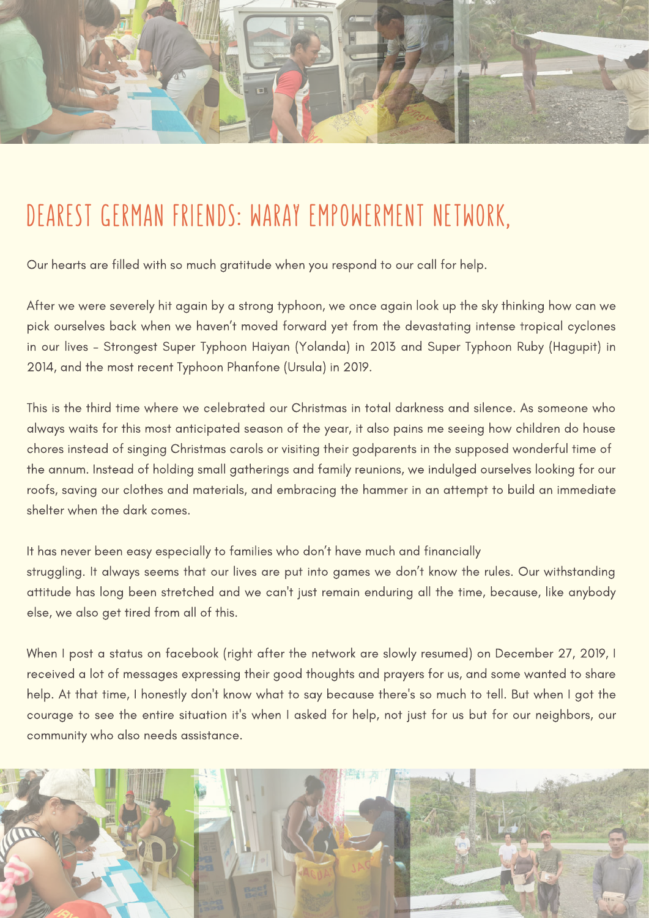# DEAREST GERMAN FRIENDS: WARAY EMPOWERMENT NETWORK,

Our hearts are filled with so much gratitude when you respond to our call for help.

After we were severely hit again by a strong typhoon, we once again look up the sky thinking how can we pick ourselves back when we haven't moved forward yet from the devastating intense tropical cyclones in our lives – Strongest Super Typhoon Haiyan (Yolanda) in 2013 and Super Typhoon Ruby (Hagupit) in 2014, and the most recent Typhoon Phanfone (Ursula) in 2019.

This is the third time where we celebrated our Christmas in total darkness and silence. As someone who always waits for this most anticipated season of the year, it also pains me seeing how children do house chores instead of singing Christmas carols or visiting their godparents in the supposed wonderful time of the annum. Instead of holding small gatherings and family reunions, we indulged ourselves looking for our roofs, saving our clothes and materials, and embracing the hammer in an attempt to build an immediate shelter when the dark comes.

It has never been easy especially to families who don't have much and financially struggling. It always seems that our lives are put into games we don't know the rules. Our withstanding attitude has long been stretched and we can't just remain enduring all the time, because, like anybody else, we also get tired from all of this.

When I post a status on facebook (right after the network are slowly resumed) on December 27, 2019, I received a lot of messages expressing their good thoughts and prayers for us, and some wanted to share help. At that time, I honestly don't know what to say because there's so much to tell. But when I got the courage to see the entire situation it's when I asked for help, not just for us but for our neighbors, our community who also needs assistance.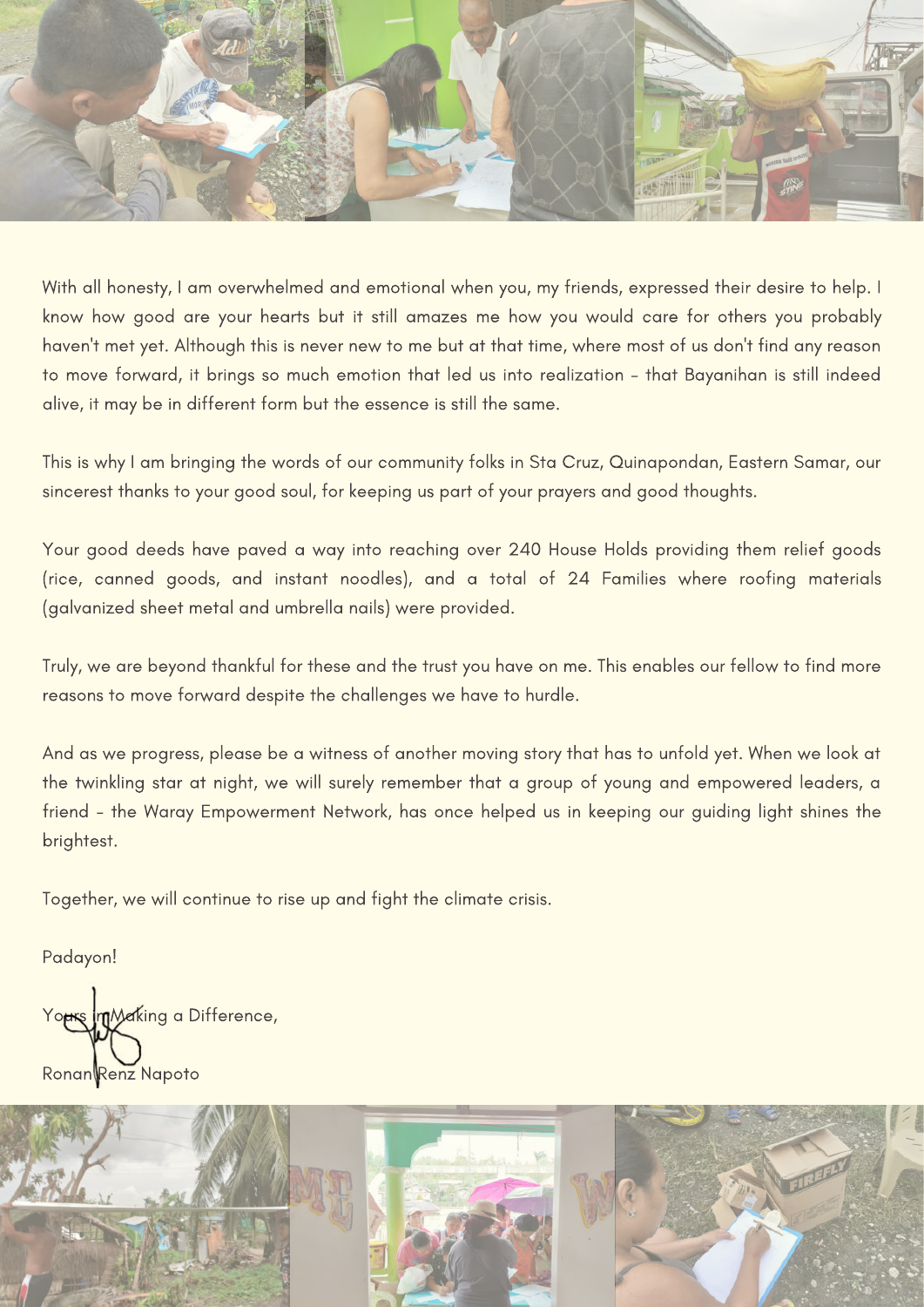With all honesty, I am overwhelmed and emotional when you, my friends, expressed their desire to help. I know how good are your hearts but it still amazes me how you would care for others you probably haven't met yet. Although this is never new to me but at that time, where most of us don't find any reason to move forward, it brings so much emotion that led us into realization - that Bayanihan is still indeed alive, it may be in different form but the essence is still the same.

This is why I am bringing the words of our community folks in Sta Cruz, Quinapondan, Eastern Samar, our sincerest thanks to your good soul, for keeping us part of your prayers and good thoughts.

Your good deeds have paved a way into reaching over 240 House Holds providing them relief goods (rice, canned goods, and instant noodles), and a total of 24 Families where roofing materials (galvanized sheet metal and umbrella nails) were provided.

Truly, we are beyond thankful for these and the trust you have on me. This enables our fellow to find more reasons to move forward despite the challenges we have to hurdle.

And as we progress, please be a witness of another moving story that has to unfold yet. When we look at the twinkling star at night, we will surely remember that a group of young and empowered leaders, a friend - the Waray Empowerment Network, has once helped us in keeping our guiding light shines the brightest.

Together, we will continue to rise up and fight the climate crisis.

Padayon!

Yours in Making a Difference,

Ronan Renz Napoto